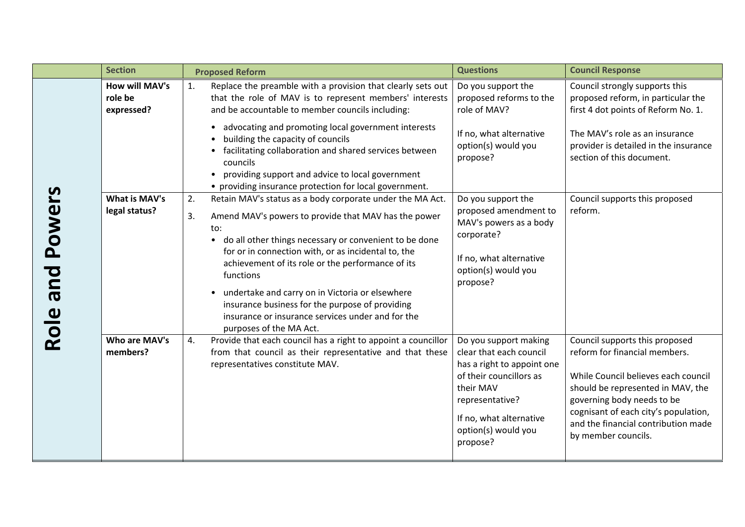| | Section | Proposed Reform | Questions | Council Response |
|---|---|---|---|---|
| **Role and Powers** | **How will MAV's role be expressed?** | 1. Replace the preamble with a provision that clearly sets out that the role of MAV is to represent members' interests and be accountable to member councils including:<br>• advocating and promoting local government interests<br>• building the capacity of councils<br>• facilitating collaboration and shared services between councils<br>• providing support and advice to local government<br>• providing insurance protection for local government. | Do you support the proposed reforms to the role of MAV?<br><br>If no, what alternative option(s) would you propose? | Council strongly supports this proposed reform, in particular the first 4 dot points of Reform No. 1.<br><br>The MAV's role as an insurance provider is detailed in the insurance section of this document. |
| | **What is MAV's legal status?** | 2. Retain MAV's status as a body corporate under the MA Act.<br>3. Amend MAV's powers to provide that MAV has the power to:<br>• do all other things necessary or convenient to be done for or in connection with, or as incidental to, the achievement of its role or the performance of its functions<br>• undertake and carry on in Victoria or elsewhere insurance business for the purpose of providing insurance or insurance services under and for the purposes of the MA Act. | Do you support the proposed amendment to MAV's powers as a body corporate?<br><br>If no, what alternative option(s) would you propose? | Council supports this proposed reform. |
| | **Who are MAV's members?** | 4. Provide that each council has a right to appoint a councillor from that council as their representative and that these representatives constitute MAV. | Do you support making clear that each council has a right to appoint one of their councillors as their MAV representative?<br><br>If no, what alternative option(s) would you propose? | Council supports this proposed reform for financial members.<br><br>While Council believes each council should be represented in MAV, the governing body needs to be cognisant of each city's population, and the financial contribution made by member councils. |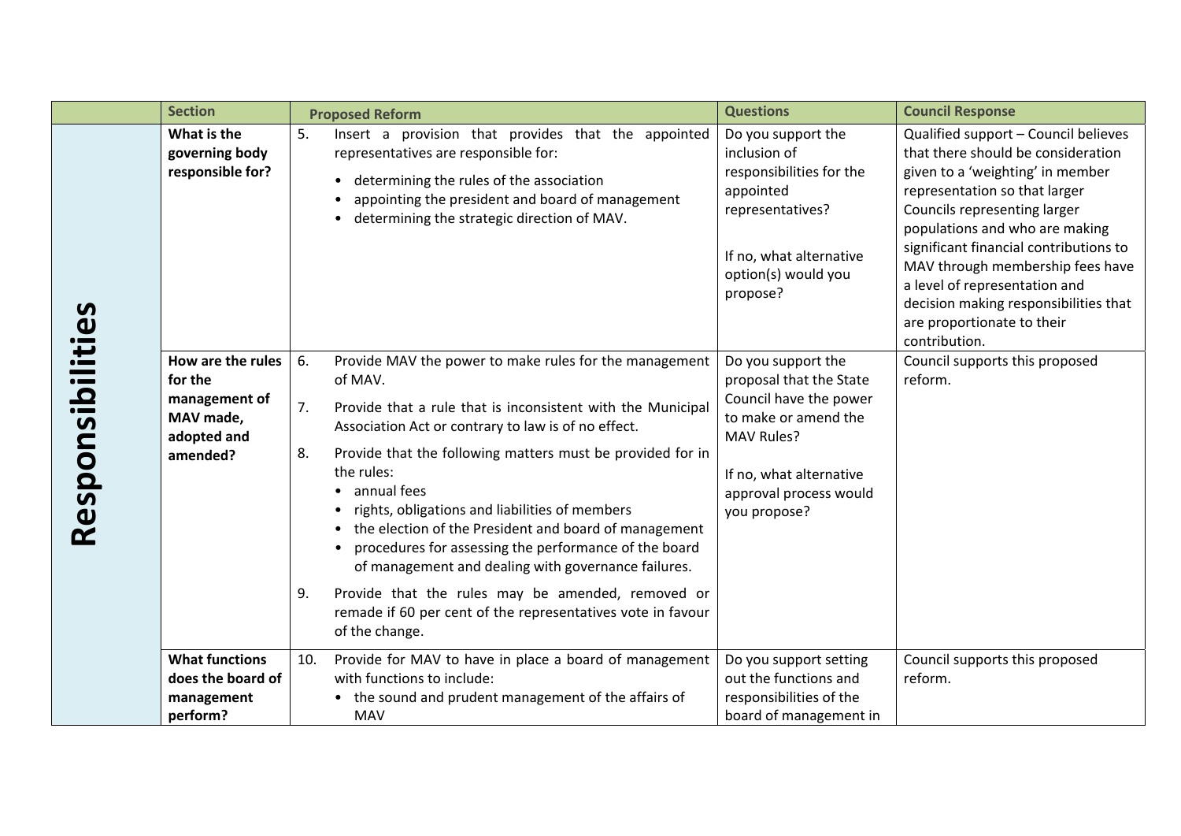| | Section | Proposed Reform | Questions | Council Response |
|---|---|---|---|---|
| **Responsibilities** | **What is the governing body responsible for?** | 5. Insert a provision that provides that the appointed representatives are responsible for:<br>• determining the rules of the association<br>• appointing the president and board of management<br>• determining the strategic direction of MAV. | Do you support the inclusion of responsibilities for the appointed representatives?<br><br>If no, what alternative option(s) would you propose? | Qualified support – Council believes that there should be consideration given to a 'weighting' in member representation so that larger Councils representing larger populations and who are making significant financial contributions to MAV through membership fees have a level of representation and decision making responsibilities that are proportionate to their contribution. |
| | **How are the rules for the management of MAV made, adopted and amended?** | 6. Provide MAV the power to make rules for the management of MAV.<br><br>7. Provide that a rule that is inconsistent with the Municipal Association Act or contrary to law is of no effect.<br><br>8. Provide that the following matters must be provided for in the rules:<br>• annual fees<br>• rights, obligations and liabilities of members<br>• the election of the President and board of management<br>• procedures for assessing the performance of the board of management and dealing with governance failures.<br><br>9. Provide that the rules may be amended, removed or remade if 60 per cent of the representatives vote in favour of the change. | Do you support the proposal that the State Council have the power to make or amend the MAV Rules?<br><br>If no, what alternative approval process would you propose? | Council supports this proposed reform. |
| | **What functions does the board of management perform?** | 10. Provide for MAV to have in place a board of management with functions to include:<br>• the sound and prudent management of the affairs of MAV | Do you support setting out the functions and responsibilities of the board of management in | Council supports this proposed reform. |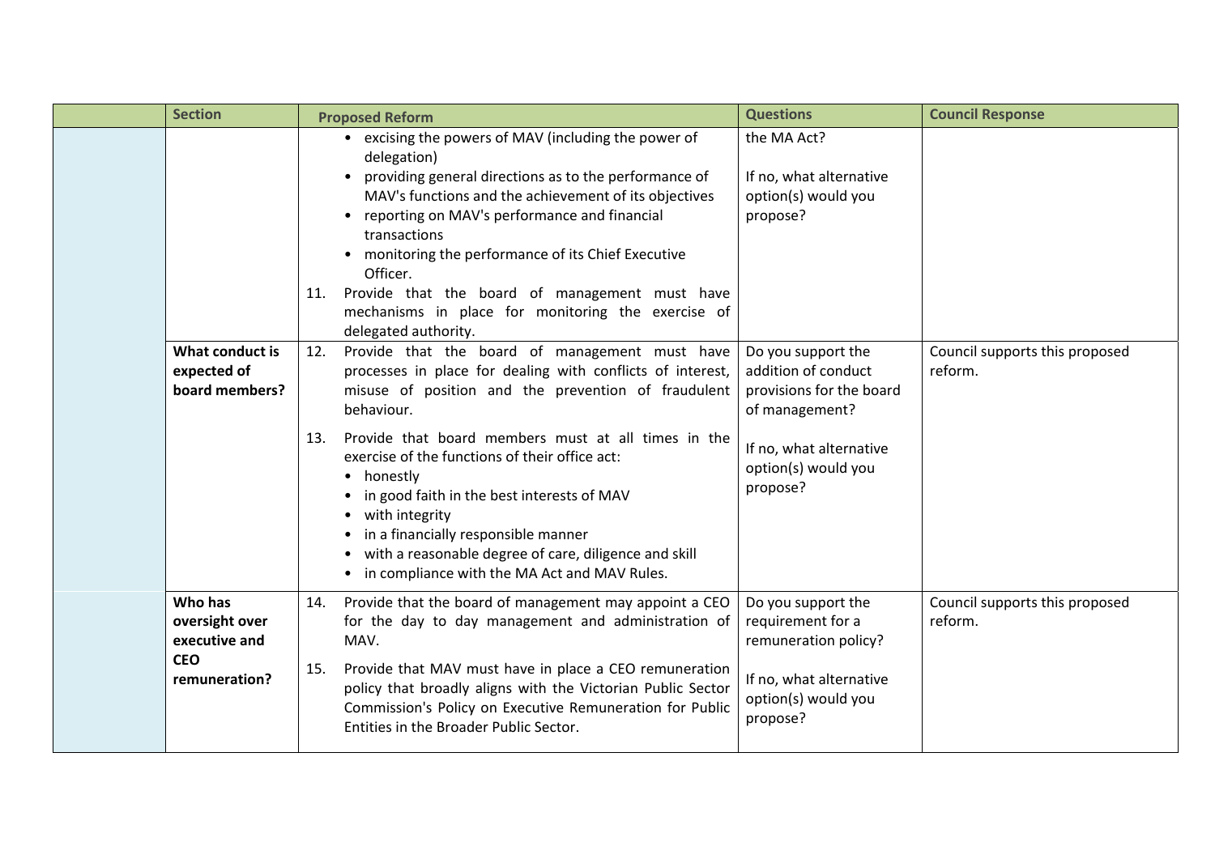| | Section | Proposed Reform | Questions | Council Response |
|---|---|---|---|---|
| | | • excising the powers of MAV (including the power of delegation)<br>• providing general directions as to the performance of MAV's functions and the achievement of its objectives<br>• reporting on MAV's performance and financial transactions<br>• monitoring the performance of its Chief Executive Officer.<br>11. Provide that the board of management must have mechanisms in place for monitoring the exercise of delegated authority. | the MA Act?<br><br>If no, what alternative option(s) would you propose? | |
| | **What conduct is expected of board members?** | 12. Provide that the board of management must have processes in place for dealing with conflicts of interest, misuse of position and the prevention of fraudulent behaviour.<br><br>13. Provide that board members must at all times in the exercise of the functions of their office act:<br>• honestly<br>• in good faith in the best interests of MAV<br>• with integrity<br>• in a financially responsible manner<br>• with a reasonable degree of care, diligence and skill<br>• in compliance with the MA Act and MAV Rules. | Do you support the addition of conduct provisions for the board of management?<br><br>If no, what alternative option(s) would you propose? | Council supports this proposed reform. |
| | **Who has oversight over executive and CEO remuneration?** | 14. Provide that the board of management may appoint a CEO for the day to day management and administration of MAV.<br><br>15. Provide that MAV must have in place a CEO remuneration policy that broadly aligns with the Victorian Public Sector Commission's Policy on Executive Remuneration for Public Entities in the Broader Public Sector. | Do you support the requirement for a remuneration policy?<br><br>If no, what alternative option(s) would you propose? | Council supports this proposed reform. |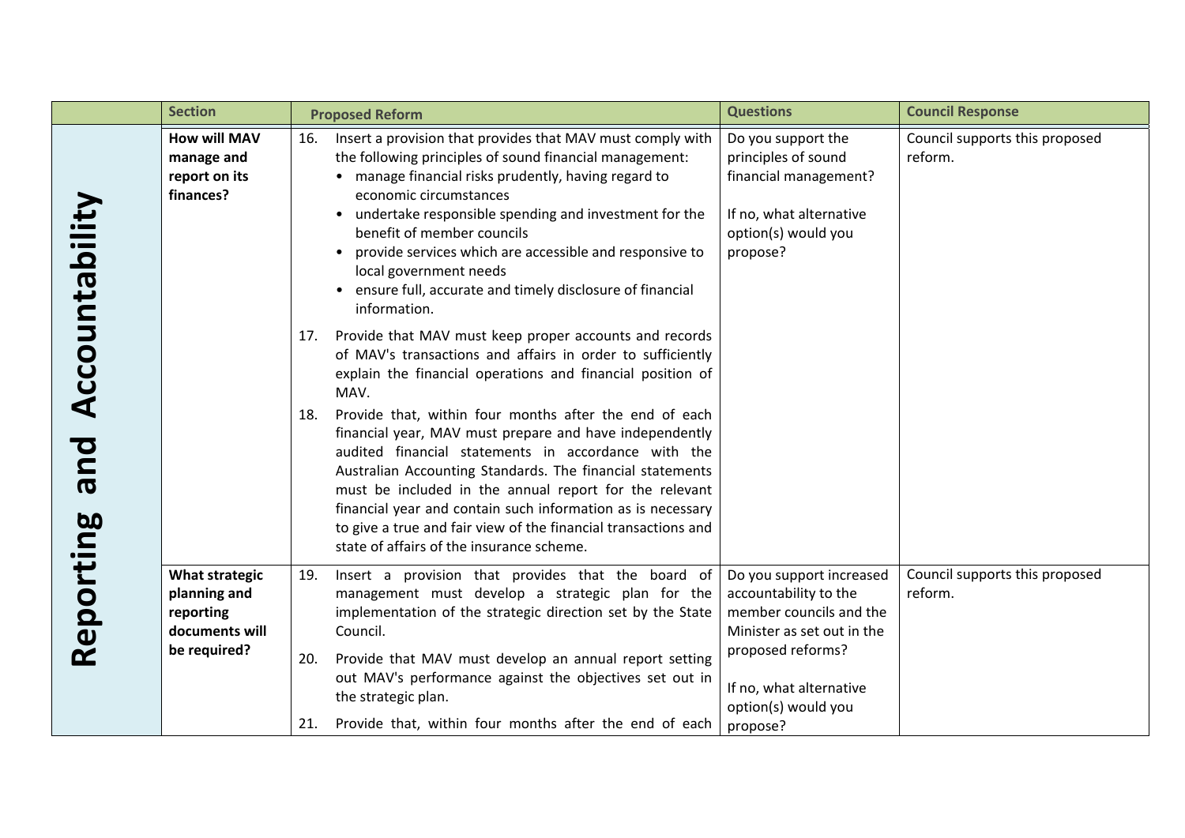| | Section | Proposed Reform | Questions | Council Response |
|---|---|---|---|---|
| **Reporting and Accountability** | **How will MAV manage and report on its finances?** | 16. Insert a provision that provides that MAV must comply with the following principles of sound financial management:<br>• manage financial risks prudently, having regard to economic circumstances<br>• undertake responsible spending and investment for the benefit of member councils<br>• provide services which are accessible and responsive to local government needs<br>• ensure full, accurate and timely disclosure of financial information.<br><br>17. Provide that MAV must keep proper accounts and records of MAV's transactions and affairs in order to sufficiently explain the financial operations and financial position of MAV.<br><br>18. Provide that, within four months after the end of each financial year, MAV must prepare and have independently audited financial statements in accordance with the Australian Accounting Standards. The financial statements must be included in the annual report for the relevant financial year and contain such information as is necessary to give a true and fair view of the financial transactions and state of affairs of the insurance scheme. | Do you support the principles of sound financial management?<br><br>If no, what alternative option(s) would you propose? | Council supports this proposed reform. |
| | **What strategic planning and reporting documents will be required?** | 19. Insert a provision that provides that the board of management must develop a strategic plan for the implementation of the strategic direction set by the State Council.<br><br>20. Provide that MAV must develop an annual report setting out MAV's performance against the objectives set out in the strategic plan.<br><br>21. Provide that, within four months after the end of each | Do you support increased accountability to the member councils and the Minister as set out in the proposed reforms?<br><br>If no, what alternative option(s) would you propose? | Council supports this proposed reform. |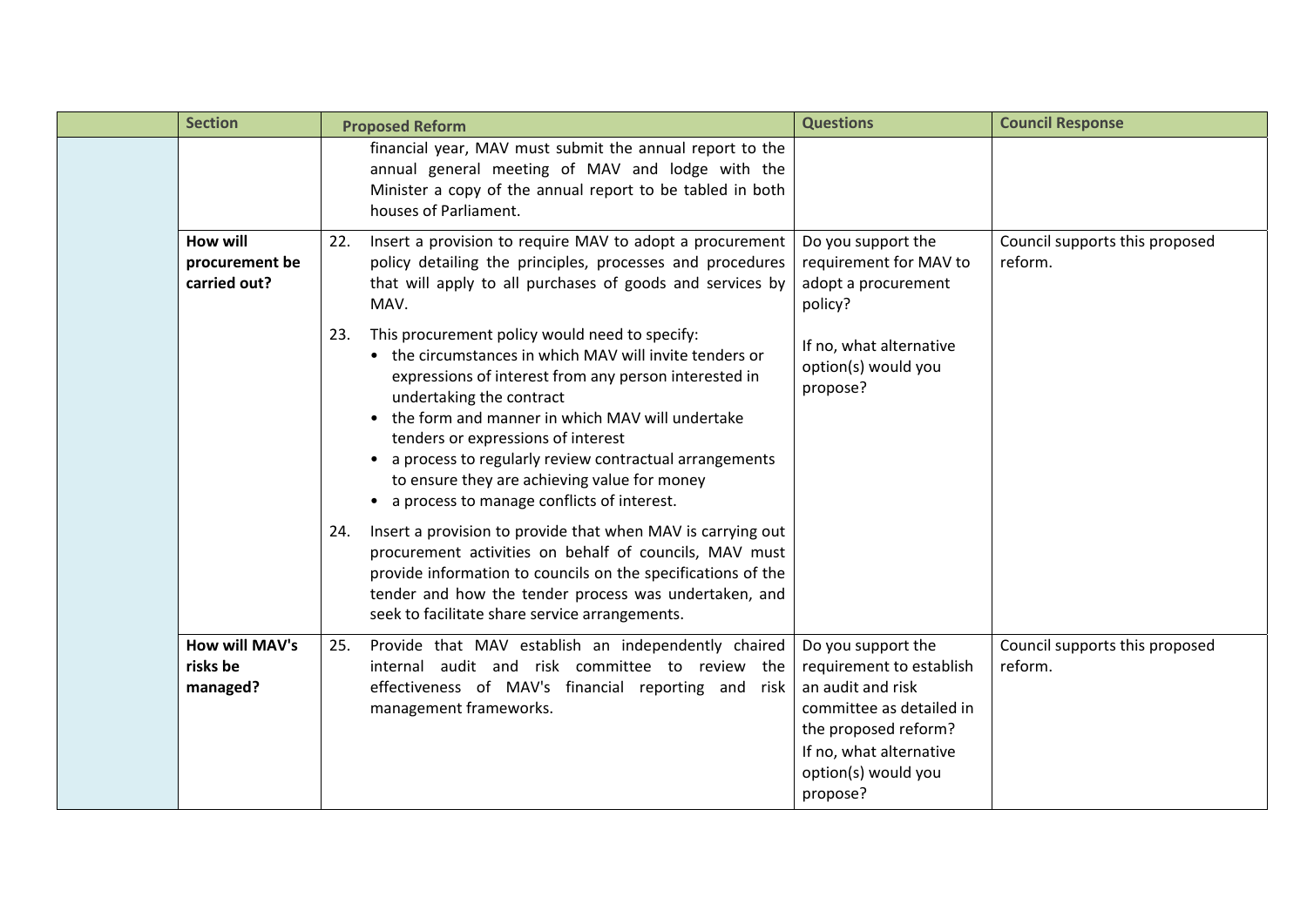| | Section | Proposed Reform | Questions | Council Response |
|---|---|---|---|---|
| | | financial year, MAV must submit the annual report to the annual general meeting of MAV and lodge with the Minister a copy of the annual report to be tabled in both houses of Parliament. | | |
| | **How will procurement be carried out?** | 22. Insert a provision to require MAV to adopt a procurement policy detailing the principles, processes and procedures that will apply to all purchases of goods and services by MAV.<br><br>23. This procurement policy would need to specify:<br>• the circumstances in which MAV will invite tenders or expressions of interest from any person interested in undertaking the contract<br>• the form and manner in which MAV will undertake tenders or expressions of interest<br>• a process to regularly review contractual arrangements to ensure they are achieving value for money<br>• a process to manage conflicts of interest.<br><br>24. Insert a provision to provide that when MAV is carrying out procurement activities on behalf of councils, MAV must provide information to councils on the specifications of the tender and how the tender process was undertaken, and seek to facilitate share service arrangements. | Do you support the requirement for MAV to adopt a procurement policy?<br><br>If no, what alternative option(s) would you propose? | Council supports this proposed reform. |
| | **How will MAV's risks be managed?** | 25. Provide that MAV establish an independently chaired internal audit and risk committee to review the effectiveness of MAV's financial reporting and risk management frameworks. | Do you support the requirement to establish an audit and risk committee as detailed in the proposed reform?<br>If no, what alternative option(s) would you propose? | Council supports this proposed reform. |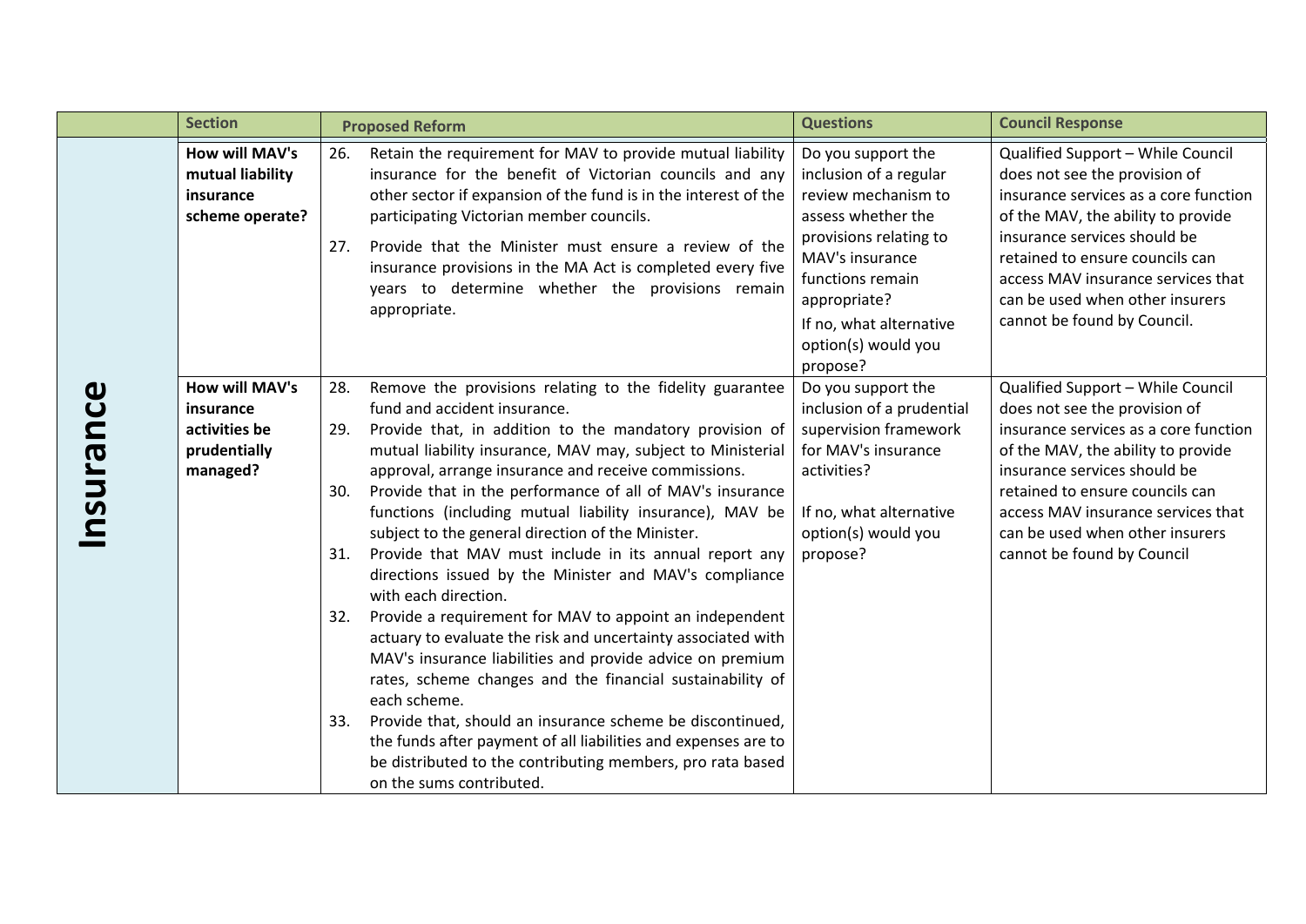| | Section | Proposed Reform | Questions | Council Response |
|---|---|---|---|---|
| **Insurance** | **How will MAV's mutual liability insurance scheme operate?** | 26. Retain the requirement for MAV to provide mutual liability insurance for the benefit of Victorian councils and any other sector if expansion of the fund is in the interest of the participating Victorian member councils.<br>27. Provide that the Minister must ensure a review of the insurance provisions in the MA Act is completed every five years to determine whether the provisions remain appropriate. | Do you support the inclusion of a regular review mechanism to assess whether the provisions relating to MAV's insurance functions remain appropriate?<br>If no, what alternative option(s) would you propose? | Qualified Support – While Council does not see the provision of insurance services as a core function of the MAV, the ability to provide insurance services should be retained to ensure councils can access MAV insurance services that can be used when other insurers cannot be found by Council. |
| | **How will MAV's insurance activities be prudentially managed?** | 28. Remove the provisions relating to the fidelity guarantee fund and accident insurance.<br>29. Provide that, in addition to the mandatory provision of mutual liability insurance, MAV may, subject to Ministerial approval, arrange insurance and receive commissions.<br>30. Provide that in the performance of all of MAV's insurance functions (including mutual liability insurance), MAV be subject to the general direction of the Minister.<br>31. Provide that MAV must include in its annual report any directions issued by the Minister and MAV's compliance with each direction.<br>32. Provide a requirement for MAV to appoint an independent actuary to evaluate the risk and uncertainty associated with MAV's insurance liabilities and provide advice on premium rates, scheme changes and the financial sustainability of each scheme.<br>33. Provide that, should an insurance scheme be discontinued, the funds after payment of all liabilities and expenses are to be distributed to the contributing members, pro rata based on the sums contributed. | Do you support the inclusion of a prudential supervision framework for MAV's insurance activities?<br><br>If no, what alternative option(s) would you propose? | Qualified Support – While Council does not see the provision of insurance services as a core function of the MAV, the ability to provide insurance services should be retained to ensure councils can access MAV insurance services that can be used when other insurers cannot be found by Council |